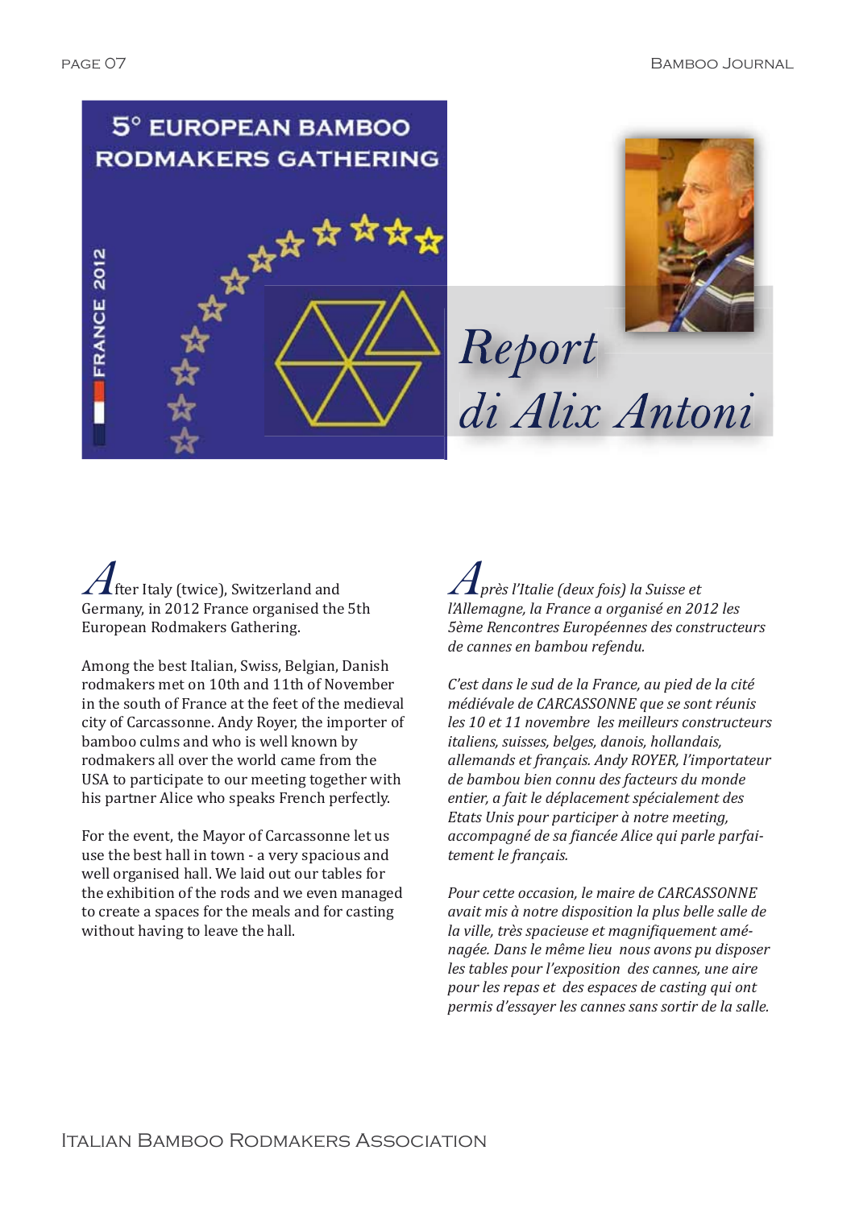# 5° EUROPEAN BAMBOO RODMAKERS GATHERING

FRANCE 2012

# *Report di Alix Antoni*

After Italy (twice), Switzerland and Germany, in 2012 France organised the 5th European Rodmakers Gathering.

Among the best Italian, Swiss, Belgian, Danish rodmakers met on 10th and 11th of November in the south of France at the feet of the medieval city of Carcassonne. Andy Royer, the importer of bamboo culms and who is well known by rodmakers all over the world came from the USA to participate to our meeting together with his partner Alice who speaks French perfectly.

For the event, the Mayor of Carcassonne let us use the best hall in town - a very spacious and well organised hall. We laid out our tables for the exhibition of the rods and we even managed to create a spaces for the meals and for casting without having to leave the hall.

*Après l'Italie (deux fois) la Suisse et l'Allemagne, la France a organisé en 2012 les 5ème Rencontres Européennes des constructeurs de cannes en bambou refendu.*

*C'est dans le sud de la France, au pied de la cité médiévale de CARCASSONNE que se sont réunis les 10 et 11 novembre les meilleurs constructeurs italiens, suisses, belges, danois, hollandais, allemands et français. Andy ROYER, l'importateur de bambou bien connu des facteurs du monde entier, a fait le déplacement spécialement des Etats Unis pour participer à notre meeting, accompagné de sa fiancée Alice qui parle parfaitement le français.*

*Pour cette occasion, le maire de CARCASSONNE avait mis à notre disposition la plus belle salle de la ville, très spacieuse et magnifiquement aménagée. Dans le même lieu nous avons pu disposer les tables pour l'exposition des cannes, une aire pour les repas et des espaces de casting qui ont permis d'essayer les cannes sans sortir de la salle.*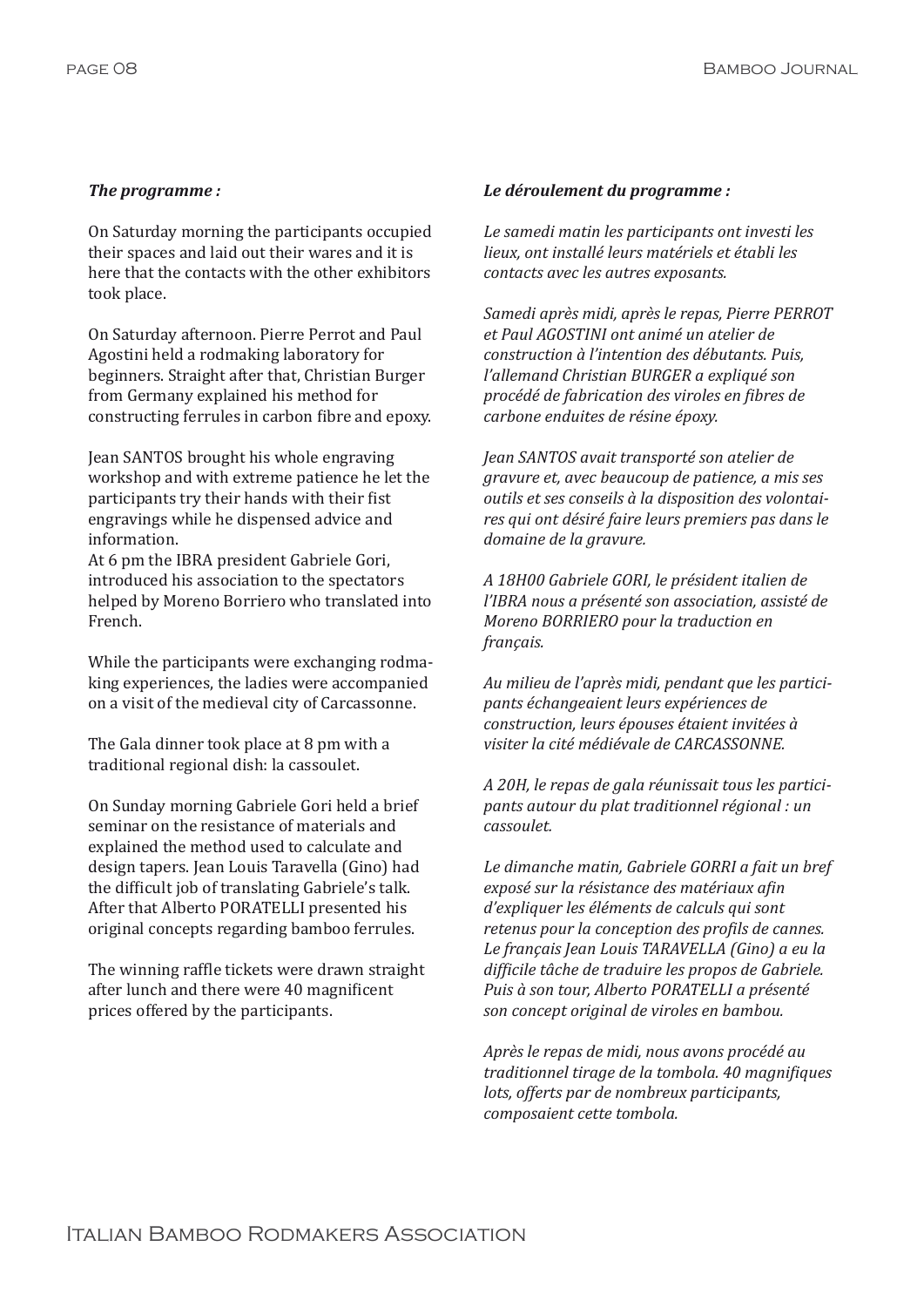***The programme :***

On Saturday morning the participants occupied their spaces and laid out their wares and it is here that the contacts with the other exhibitors took place.

On Saturday afternoon. Pierre Perrot and Paul Agostini held a rodmaking laboratory for beginners. Straight after that, Christian Burger from Germany explained his method for constructing ferrules in carbon fibre and epoxy.

Jean SANTOS brought his whole engraving workshop and with extreme patience he let the participants try their hands with their fist engravings while he dispensed advice and information.
At 6 pm the IBRA president Gabriele Gori, introduced his association to the spectators helped by Moreno Borriero who translated into French.

While the participants were exchanging rodmaking experiences, the ladies were accompanied on a visit of the medieval city of Carcassonne.

The Gala dinner took place at 8 pm with a traditional regional dish: la cassoulet.

On Sunday morning Gabriele Gori held a brief seminar on the resistance of materials and explained the method used to calculate and design tapers. Jean Louis Taravella (Gino) had the difficult job of translating Gabriele's talk. After that Alberto PORATELLI presented his original concepts regarding bamboo ferrules.

The winning raffle tickets were drawn straight after lunch and there were 40 magnificent prices offered by the participants.

***Le déroulement du programme :***

*Le samedi matin les participants ont investi les lieux, ont installé leurs matériels et établi les contacts avec les autres exposants.*

*Samedi après midi, après le repas, Pierre PERROT et Paul AGOSTINI ont animé un atelier de construction à l'intention des débutants. Puis, l'allemand Christian BURGER a expliqué son procédé de fabrication des viroles en fibres de carbone enduites de résine époxy.*

*Jean SANTOS avait transporté son atelier de gravure et, avec beaucoup de patience, a mis ses outils et ses conseils à la disposition des volontaires qui ont désiré faire leurs premiers pas dans le domaine de la gravure.*

*A 18H00 Gabriele GORI, le président italien de l'IBRA nous a présenté son association, assisté de Moreno BORRIERO pour la traduction en français.*

*Au milieu de l'après midi, pendant que les participants échangeaient leurs expériences de construction, leurs épouses étaient invitées à visiter la cité médiévale de CARCASSONNE.*

*A 20H, le repas de gala réunissait tous les participants autour du plat traditionnel régional : un cassoulet.*

*Le dimanche matin, Gabriele GORRI a fait un bref exposé sur la résistance des matériaux afin d'expliquer les éléments de calculs qui sont retenus pour la conception des profils de cannes. Le français Jean Louis TARAVELLA (Gino) a eu la difficile tâche de traduire les propos de Gabriele. Puis à son tour, Alberto PORATELLI a présenté son concept original de viroles en bambou.*

*Après le repas de midi, nous avons procédé au traditionnel tirage de la tombola. 40 magnifiques lots, offerts par de nombreux participants, composaient cette tombola.*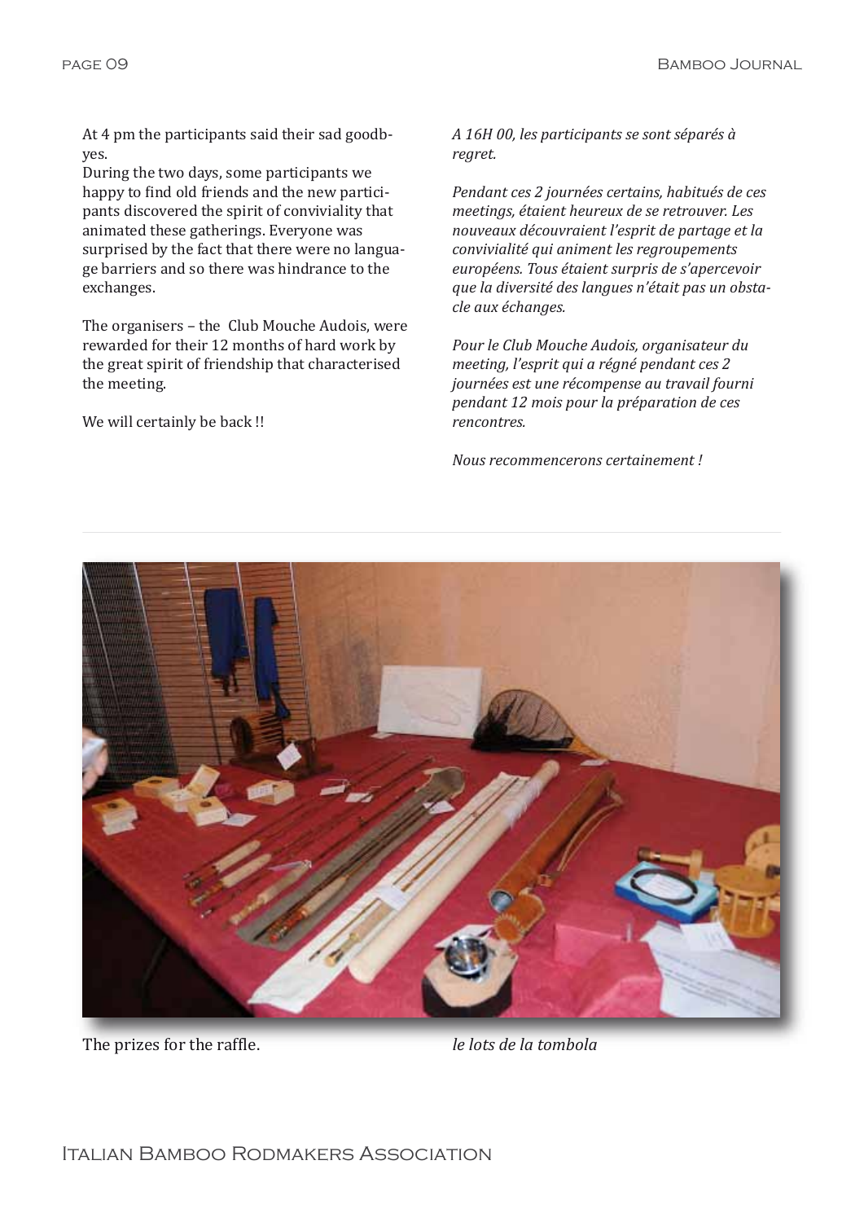At 4 pm the participants said their sad goodbyes.
During the two days, some participants we happy to find old friends and the new participants discovered the spirit of conviviality that animated these gatherings. Everyone was surprised by the fact that there were no language barriers and so there was hindrance to the exchanges.

The organisers – the Club Mouche Audois, were rewarded for their 12 months of hard work by the great spirit of friendship that characterised the meeting.

We will certainly be back !!

*A 16H 00, les participants se sont séparés à regret.*

*Pendant ces 2 journées certains, habitués de ces meetings, étaient heureux de se retrouver. Les nouveaux découvraient l'esprit de partage et la convivialité qui animent les regroupements européens. Tous étaient surpris de s'apercevoir que la diversité des langues n'était pas un obstacle aux échanges.*

*Pour le Club Mouche Audois, organisateur du meeting, l'esprit qui a régné pendant ces 2 journées est une récompense au travail fourni pendant 12 mois pour la préparation de ces rencontres.*

*Nous recommencerons certainement !*

The prizes for the raffle.

*le lots de la tombola*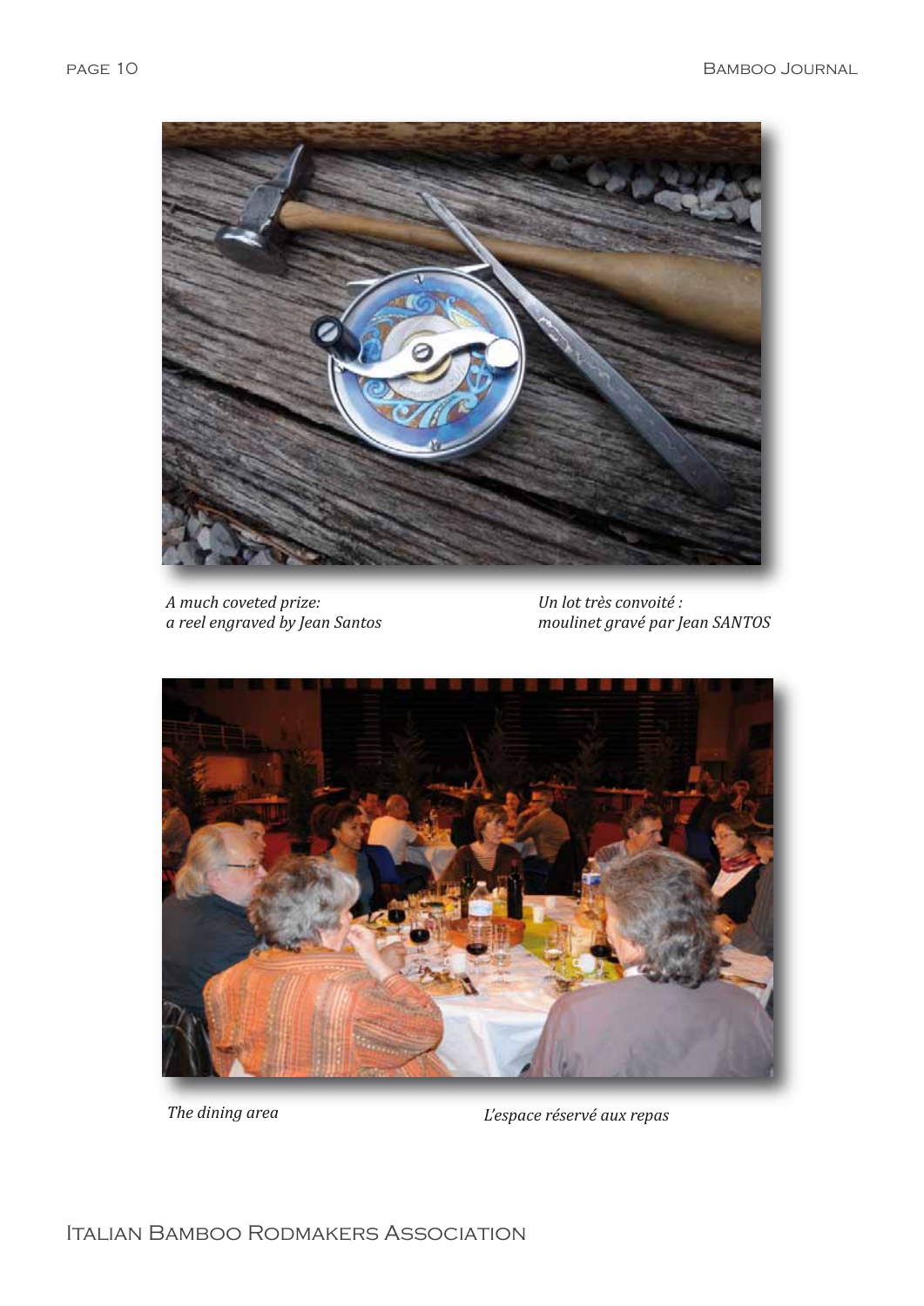*A much coveted prize:*
*a reel engraved by Jean Santos*

*Un lot très convoité :*
*moulinet gravé par Jean SANTOS*

*The dining area*

*L'espace réservé aux repas*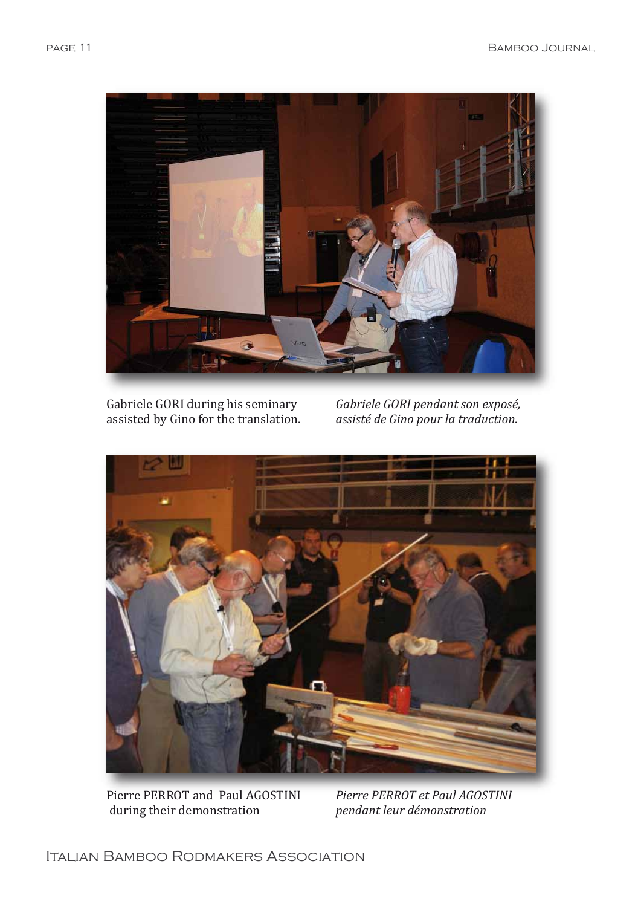Gabriele GORI during his seminary assisted by Gino for the translation.

*Gabriele GORI pendant son exposé, assisté de Gino pour la traduction.*

Pierre PERROT and Paul AGOSTINI during their demonstration

*Pierre PERROT et Paul AGOSTINI pendant leur démonstration*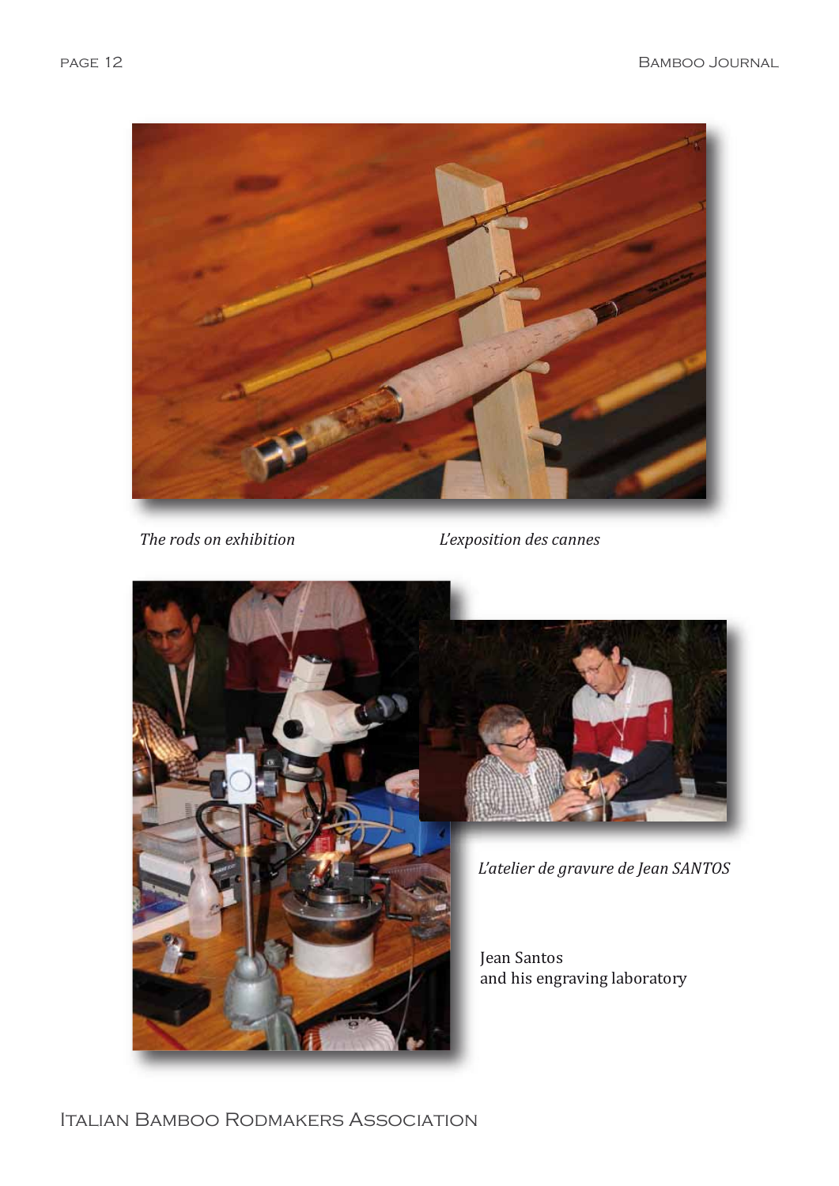*The rods on exhibition*

*L'exposition des cannes*

*L'atelier de gravure de Jean SANTOS*

Jean Santos
and his engraving laboratory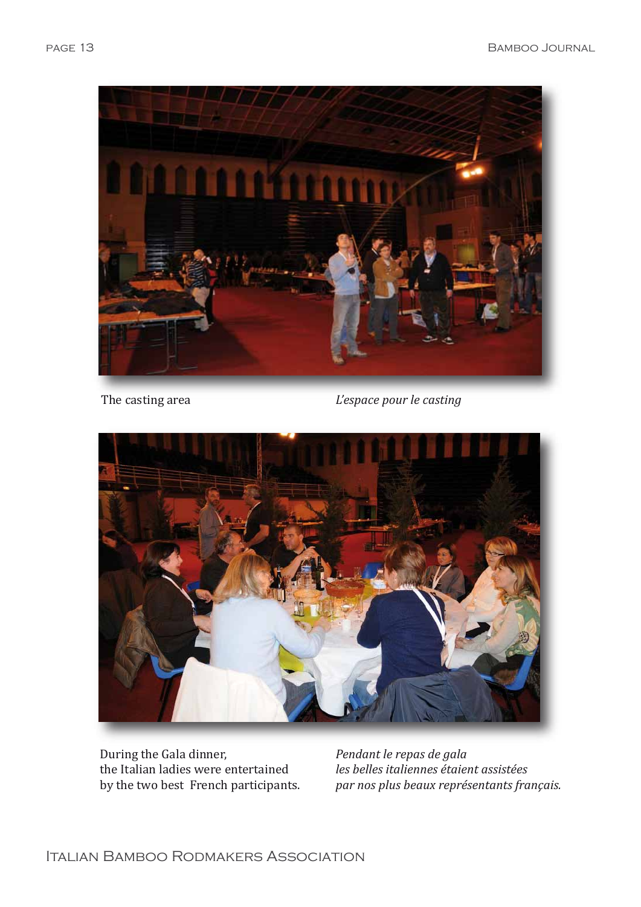The casting area

*L'espace pour le casting*

During the Gala dinner,
the Italian ladies were entertained
by the two best French participants.

*Pendant le repas de gala*
*les belles italiennes étaient assistées*
*par nos plus beaux représentants français.*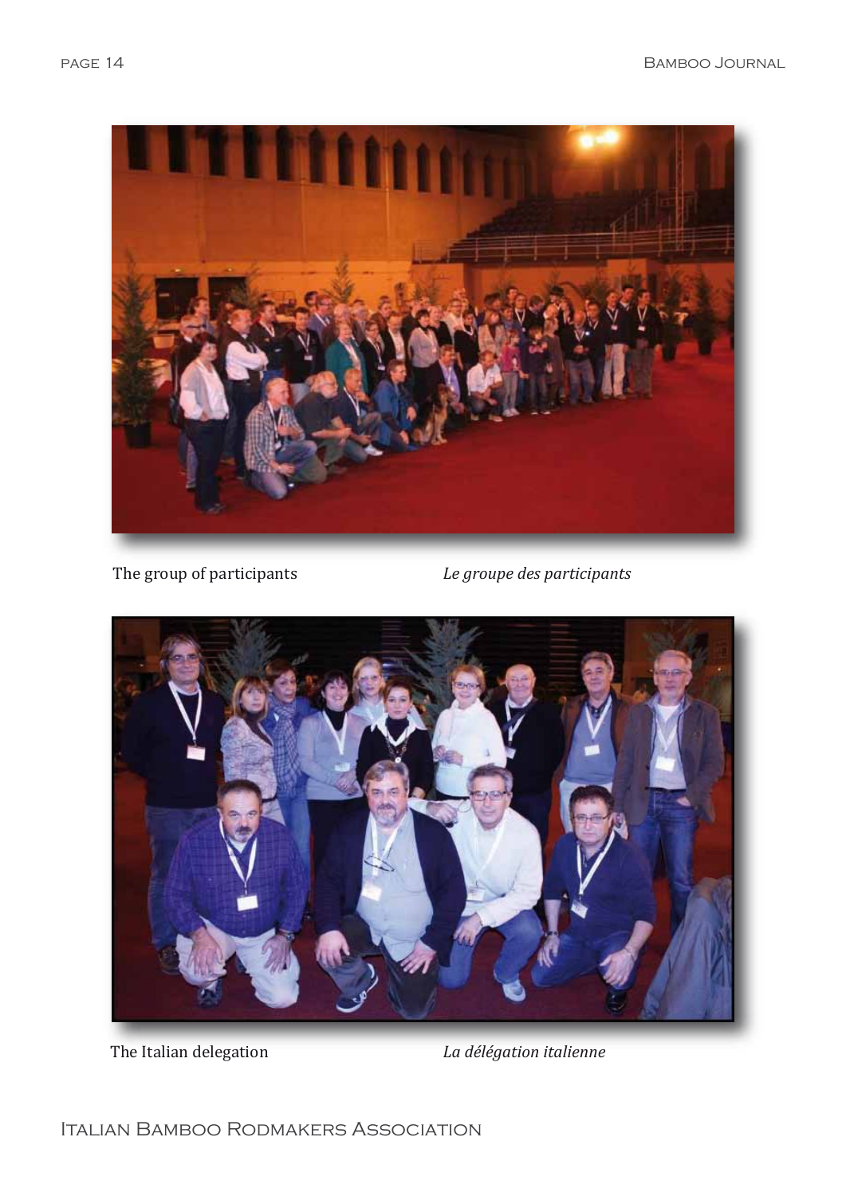The group of participants

*Le groupe des participants*

The Italian delegation

*La délégation italienne*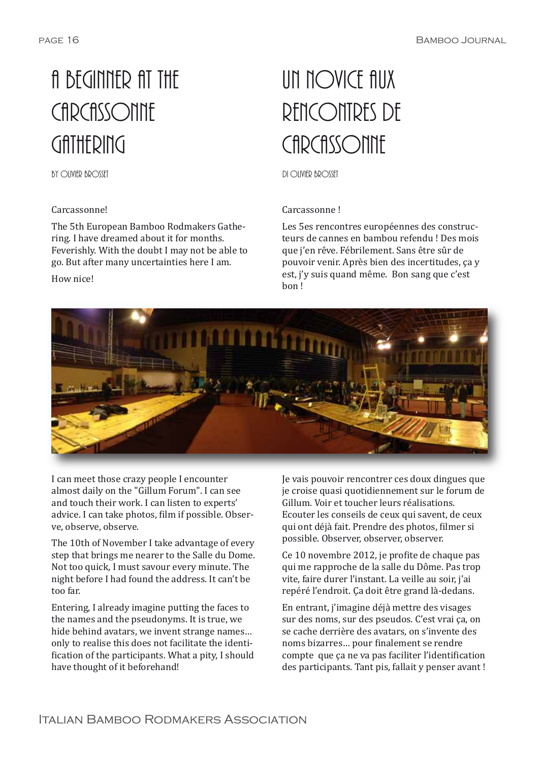# A BEGINNER AT THE CARCASSONNE GATHERING

BY OLIVIER BROSSET

Carcassonne!

The 5th European Bamboo Rodmakers Gathering. I have dreamed about it for months. Feverishly. With the doubt I may not be able to go. But after many uncertainties here I am.

How nice!

I can meet those crazy people I encounter almost daily on the "Gillum Forum". I can see and touch their work. I can listen to experts' advice. I can take photos, film if possible. Observe, observe, observe.

The 10th of November I take advantage of every step that brings me nearer to the Salle du Dome. Not too quick, I must savour every minute. The night before I had found the address. It can't be too far.

Entering, I already imagine putting the faces to the names and the pseudonyms. It is true, we hide behind avatars, we invent strange names… only to realise this does not facilitate the identification of the participants. What a pity, I should have thought of it beforehand!

# UN NOVICE AUX RENCONTRES DE CARCASSONNE

DI OLIVIER BROSSET

Carcassonne !

Les 5es rencontres européennes des constructeurs de cannes en bambou refendu ! Des mois que j'en rêve. Fébrilement. Sans être sûr de pouvoir venir. Après bien des incertitudes, ça y est, j'y suis quand même. Bon sang que c'est bon !

Je vais pouvoir rencontrer ces doux dingues que je croise quasi quotidiennement sur le forum de Gillum. Voir et toucher leurs réalisations. Ecouter les conseils de ceux qui savent, de ceux qui ont déjà fait. Prendre des photos, filmer si possible. Observer, observer, observer.

Ce 10 novembre 2012, je profite de chaque pas qui me rapproche de la salle du Dôme. Pas trop vite, faire durer l'instant. La veille au soir, j'ai repéré l'endroit. Ça doit être grand là-dedans.

En entrant, j'imagine déjà mettre des visages sur des noms, sur des pseudos. C'est vrai ça, on se cache derrière des avatars, on s'invente des noms bizarres… pour finalement se rendre compte que ça ne va pas faciliter l'identification des participants. Tant pis, fallait y penser avant !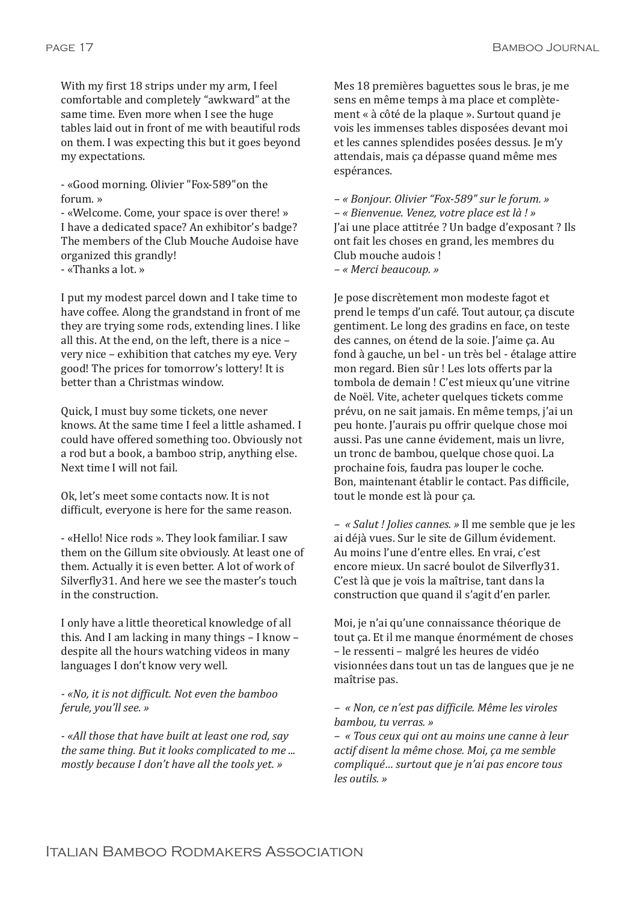With my first 18 strips under my arm, I feel comfortable and completely "awkward" at the same time. Even more when I see the huge tables laid out in front of me with beautiful rods on them. I was expecting this but it goes beyond my expectations.

- «Good morning. Olivier "Fox-589"on the forum. »
- «Welcome. Come, your space is over there! »
I have a dedicated space? An exhibitor's badge? The members of the Club Mouche Audoise have organized this grandly!
- «Thanks a lot. »

I put my modest parcel down and I take time to have coffee. Along the grandstand in front of me they are trying some rods, extending lines. I like all this. At the end, on the left, there is a nice – very nice – exhibition that catches my eye. Very good! The prices for tomorrow's lottery! It is better than a Christmas window.

Quick, I must buy some tickets, one never knows. At the same time I feel a little ashamed. I could have offered something too. Obviously not a rod but a book, a bamboo strip, anything else. Next time I will not fail.

Ok, let's meet some contacts now. It is not difficult, everyone is here for the same reason.

- «Hello! Nice rods ». They look familiar. I saw them on the Gillum site obviously. At least one of them. Actually it is even better. A lot of work of Silverfly31. And here we see the master's touch in the construction.

I only have a little theoretical knowledge of all this. And I am lacking in many things – I know – despite all the hours watching videos in many languages I don't know very well.

*- «No, it is not difficult. Not even the bamboo ferule, you'll see. »*

*- «All those that have built at least one rod, say the same thing. But it looks complicated to me ... mostly because I don't have all the tools yet. »*

Mes 18 premières baguettes sous le bras, je me sens en même temps à ma place et complètement « à côté de la plaque ». Surtout quand je vois les immenses tables disposées devant moi et les cannes splendides posées dessus. Je m'y attendais, mais ça dépasse quand même mes espérances.

*– « Bonjour. Olivier "Fox-589" sur le forum. »*
*– « Bienvenue. Venez, votre place est là ! »*
J'ai une place attitrée ? Un badge d'exposant ? Ils ont fait les choses en grand, les membres du Club mouche audois !
*– « Merci beaucoup. »*

Je pose discrètement mon modeste fagot et prend le temps d'un café. Tout autour, ça discute gentiment. Le long des gradins en face, on teste des cannes, on étend de la soie. J'aime ça. Au fond à gauche, un bel - un très bel - étalage attire mon regard. Bien sûr ! Les lots offerts par la tombola de demain ! C'est mieux qu'une vitrine de Noël. Vite, acheter quelques tickets comme prévu, on ne sait jamais. En même temps, j'ai un peu honte. J'aurais pu offrir quelque chose moi aussi. Pas une canne évidement, mais un livre, un tronc de bambou, quelque chose quoi. La prochaine fois, faudra pas louper le coche.
Bon, maintenant établir le contact. Pas difficile, tout le monde est là pour ça.

– *« Salut ! Jolies cannes. »* Il me semble que je les ai déjà vues. Sur le site de Gillum évidement. Au moins l'une d'entre elles. En vrai, c'est encore mieux. Un sacré boulot de Silverfly31. C'est là que je vois la maîtrise, tant dans la construction que quand il s'agit d'en parler.

Moi, je n'ai qu'une connaissance théorique de tout ça. Et il me manque énormément de choses – le ressenti – malgré les heures de vidéo visionnées dans tout un tas de langues que je ne maîtrise pas.

*– « Non, ce n'est pas difficile. Même les viroles bambou, tu verras. »*
*– « Tous ceux qui ont au moins une canne à leur actif disent la même chose. Moi, ça me semble compliqué… surtout que je n'ai pas encore tous les outils. »*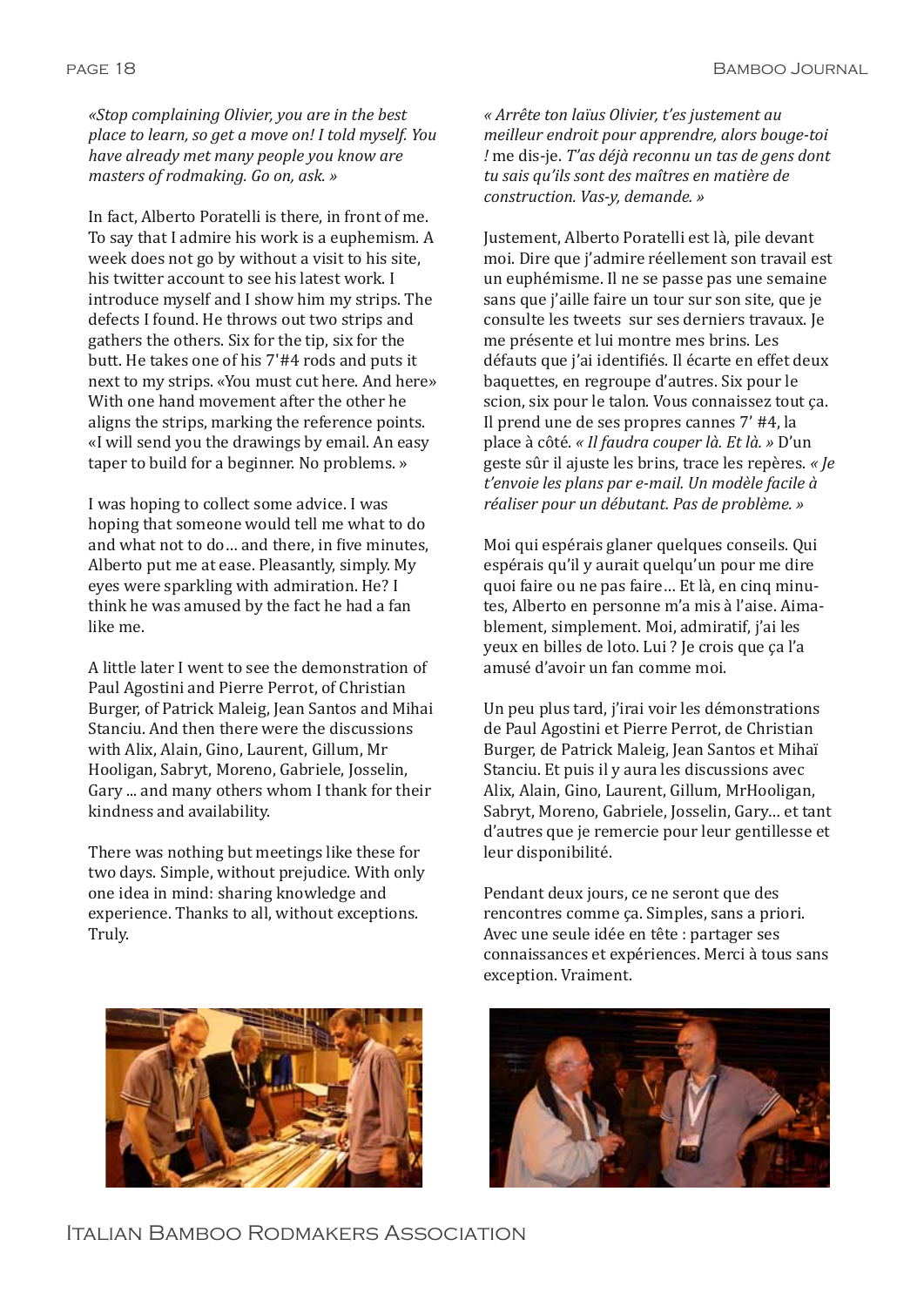*«Stop complaining Olivier, you are in the best place to learn, so get a move on! I told myself. You have already met many people you know are masters of rodmaking. Go on, ask. »*

In fact, Alberto Poratelli is there, in front of me. To say that I admire his work is a euphemism. A week does not go by without a visit to his site, his twitter account to see his latest work. I introduce myself and I show him my strips. The defects I found. He throws out two strips and gathers the others. Six for the tip, six for the butt. He takes one of his 7'#4 rods and puts it next to my strips. «You must cut here. And here» With one hand movement after the other he aligns the strips, marking the reference points. «I will send you the drawings by email. An easy taper to build for a beginner. No problems. »

I was hoping to collect some advice. I was hoping that someone would tell me what to do and what not to do… and there, in five minutes, Alberto put me at ease. Pleasantly, simply. My eyes were sparkling with admiration. He? I think he was amused by the fact he had a fan like me.

A little later I went to see the demonstration of Paul Agostini and Pierre Perrot, of Christian Burger, of Patrick Maleig, Jean Santos and Mihai Stanciu. And then there were the discussions with Alix, Alain, Gino, Laurent, Gillum, Mr Hooligan, Sabryt, Moreno, Gabriele, Josselin, Gary ... and many others whom I thank for their kindness and availability.

There was nothing but meetings like these for two days. Simple, without prejudice. With only one idea in mind: sharing knowledge and experience. Thanks to all, without exceptions. Truly.

*« Arrête ton laïus Olivier, t'es justement au meilleur endroit pour apprendre, alors bouge-toi !* me dis-je. *T'as déjà reconnu un tas de gens dont tu sais qu'ils sont des maîtres en matière de construction. Vas-y, demande. »*

Justement, Alberto Poratelli est là, pile devant moi. Dire que j'admire réellement son travail est un euphémisme. Il ne se passe pas une semaine sans que j'aille faire un tour sur son site, que je consulte les tweets sur ses derniers travaux. Je me présente et lui montre mes brins. Les défauts que j'ai identifiés. Il écarte en effet deux baquettes, en regroupe d'autres. Six pour le scion, six pour le talon. Vous connaissez tout ça. Il prend une de ses propres cannes 7' #4, la place à côté. *« Il faudra couper là. Et là. »* D'un geste sûr il ajuste les brins, trace les repères. *« Je t'envoie les plans par e-mail. Un modèle facile à réaliser pour un débutant. Pas de problème. »*

Moi qui espérais glaner quelques conseils. Qui espérais qu'il y aurait quelqu'un pour me dire quoi faire ou ne pas faire… Et là, en cinq minutes, Alberto en personne m'a mis à l'aise. Aimablement, simplement. Moi, admiratif, j'ai les yeux en billes de loto. Lui ? Je crois que ça l'a amusé d'avoir un fan comme moi.

Un peu plus tard, j'irai voir les démonstrations de Paul Agostini et Pierre Perrot, de Christian Burger, de Patrick Maleig, Jean Santos et Mihaï Stanciu. Et puis il y aura les discussions avec Alix, Alain, Gino, Laurent, Gillum, MrHooligan, Sabryt, Moreno, Gabriele, Josselin, Gary… et tant d'autres que je remercie pour leur gentillesse et leur disponibilité.

Pendant deux jours, ce ne seront que des rencontres comme ça. Simples, sans a priori. Avec une seule idée en tête : partager ses connaissances et expériences. Merci à tous sans exception. Vraiment.